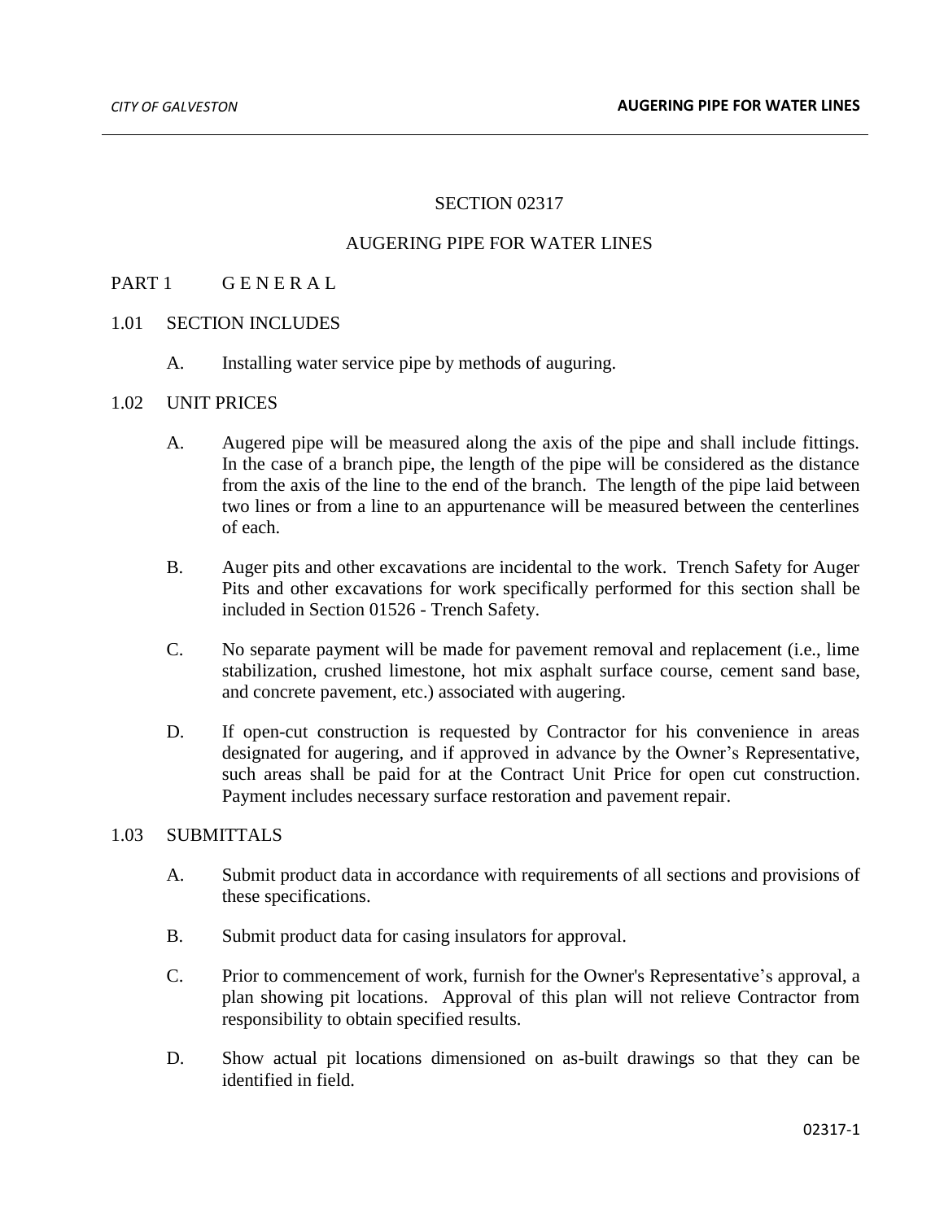# SECTION 02317

# AUGERING PIPE FOR WATER LINES

## PART 1 G E N E R A L

### 1.01 SECTION INCLUDES

A. Installing water service pipe by methods of auguring.

### 1.02 UNIT PRICES

A. Augered pipe will be measured along the axis of the pipe and shall include fittings. In the case of a branch pipe, the length of the pipe will be considered as the distance from the axis of the line to the end of the branch. The length of the pipe laid between two lines or from a line to an appurtenance will be measured between the centerlines of each.

B. Auger pits and other excavations are incidental to the work. Trench Safety for Auger Pits and other excavations for work specifically performed for this section shall be included in Section 01526 - Trench Safety.

C. No separate payment will be made for pavement removal and replacement (i.e., lime stabilization, crushed limestone, hot mix asphalt surface course, cement sand base, and concrete pavement, etc.) associated with augering.

D. If open-cut construction is requested by Contractor for his convenience in areas designated for augering, and if approved in advance by the Owner's Representative, such areas shall be paid for at the Contract Unit Price for open cut construction. Payment includes necessary surface restoration and pavement repair.

### 1.03 SUBMITTALS

A. Submit product data in accordance with requirements of all sections and provisions of these specifications.

B. Submit product data for casing insulators for approval.

C. Prior to commencement of work, furnish for the Owner's Representative's approval, a plan showing pit locations. Approval of this plan will not relieve Contractor from responsibility to obtain specified results.

D. Show actual pit locations dimensioned on as-built drawings so that they can be identified in field.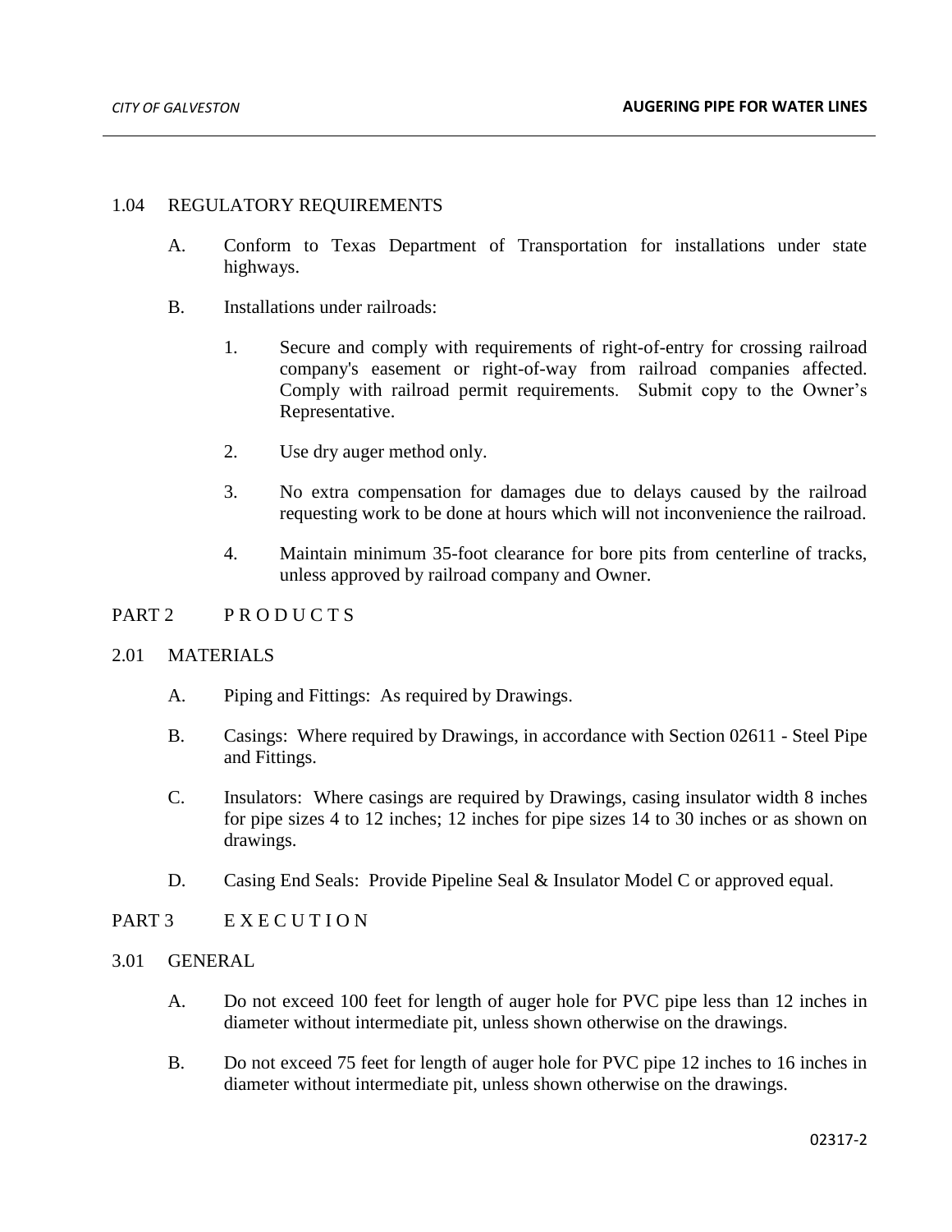## 1.04 REGULATORY REQUIREMENTS

A. Conform to Texas Department of Transportation for installations under state highways.

B. Installations under railroads:

1. Secure and comply with requirements of right-of-entry for crossing railroad company's easement or right-of-way from railroad companies affected. Comply with railroad permit requirements. Submit copy to the Owner's Representative.

2. Use dry auger method only.

3. No extra compensation for damages due to delays caused by the railroad requesting work to be done at hours which will not inconvenience the railroad.

4. Maintain minimum 35-foot clearance for bore pits from centerline of tracks, unless approved by railroad company and Owner.

# PART 2 P R O D U C T S

## 2.01 MATERIALS

A. Piping and Fittings: As required by Drawings.

B. Casings: Where required by Drawings, in accordance with Section 02611 - Steel Pipe and Fittings.

C. Insulators: Where casings are required by Drawings, casing insulator width 8 inches for pipe sizes 4 to 12 inches; 12 inches for pipe sizes 14 to 30 inches or as shown on drawings.

D. Casing End Seals: Provide Pipeline Seal & Insulator Model C or approved equal.

# PART 3 E X E C U T I O N

## 3.01 GENERAL

A. Do not exceed 100 feet for length of auger hole for PVC pipe less than 12 inches in diameter without intermediate pit, unless shown otherwise on the drawings.

B. Do not exceed 75 feet for length of auger hole for PVC pipe 12 inches to 16 inches in diameter without intermediate pit, unless shown otherwise on the drawings.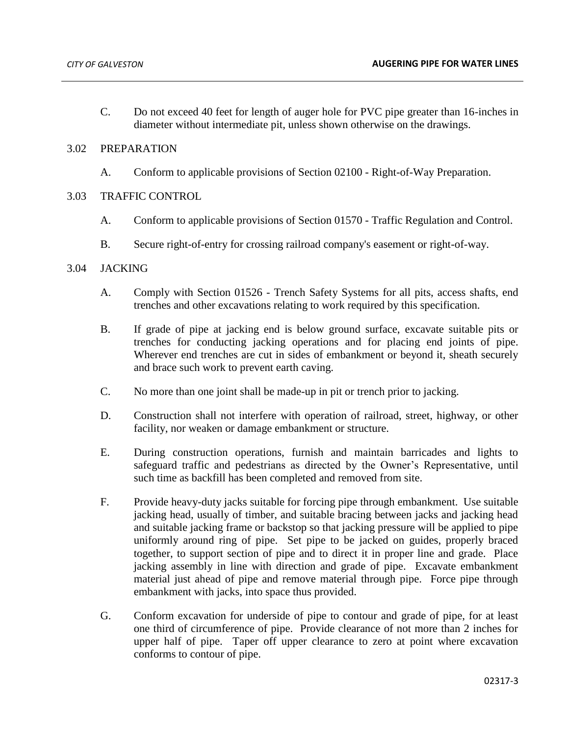C. Do not exceed 40 feet for length of auger hole for PVC pipe greater than 16-inches in diameter without intermediate pit, unless shown otherwise on the drawings.

## 3.02 PREPARATION

A. Conform to applicable provisions of Section 02100 - Right-of-Way Preparation.

## 3.03 TRAFFIC CONTROL

A. Conform to applicable provisions of Section 01570 - Traffic Regulation and Control.

B. Secure right-of-entry for crossing railroad company's easement or right-of-way.

## 3.04 JACKING

A. Comply with Section 01526 - Trench Safety Systems for all pits, access shafts, end trenches and other excavations relating to work required by this specification.

B. If grade of pipe at jacking end is below ground surface, excavate suitable pits or trenches for conducting jacking operations and for placing end joints of pipe. Wherever end trenches are cut in sides of embankment or beyond it, sheath securely and brace such work to prevent earth caving.

C. No more than one joint shall be made-up in pit or trench prior to jacking.

D. Construction shall not interfere with operation of railroad, street, highway, or other facility, nor weaken or damage embankment or structure.

E. During construction operations, furnish and maintain barricades and lights to safeguard traffic and pedestrians as directed by the Owner's Representative, until such time as backfill has been completed and removed from site.

F. Provide heavy-duty jacks suitable for forcing pipe through embankment. Use suitable jacking head, usually of timber, and suitable bracing between jacks and jacking head and suitable jacking frame or backstop so that jacking pressure will be applied to pipe uniformly around ring of pipe. Set pipe to be jacked on guides, properly braced together, to support section of pipe and to direct it in proper line and grade. Place jacking assembly in line with direction and grade of pipe. Excavate embankment material just ahead of pipe and remove material through pipe. Force pipe through embankment with jacks, into space thus provided.

G. Conform excavation for underside of pipe to contour and grade of pipe, for at least one third of circumference of pipe. Provide clearance of not more than 2 inches for upper half of pipe. Taper off upper clearance to zero at point where excavation conforms to contour of pipe.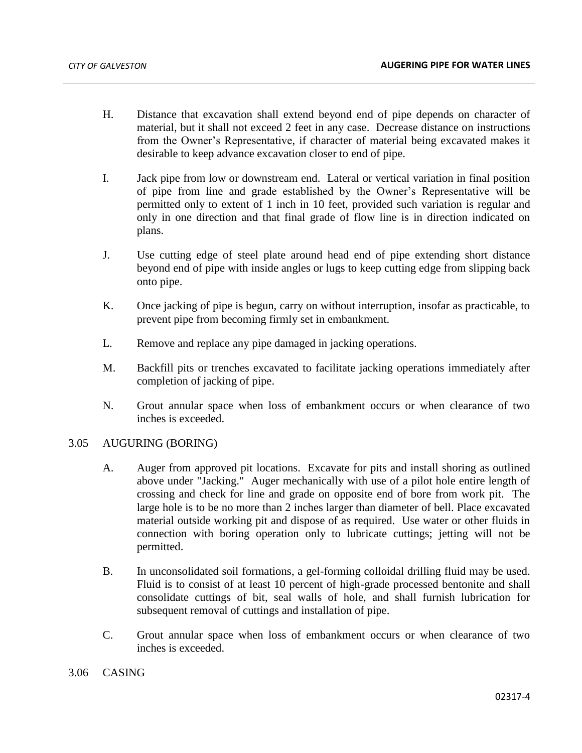H. Distance that excavation shall extend beyond end of pipe depends on character of material, but it shall not exceed 2 feet in any case. Decrease distance on instructions from the Owner's Representative, if character of material being excavated makes it desirable to keep advance excavation closer to end of pipe.

I. Jack pipe from low or downstream end. Lateral or vertical variation in final position of pipe from line and grade established by the Owner's Representative will be permitted only to extent of 1 inch in 10 feet, provided such variation is regular and only in one direction and that final grade of flow line is in direction indicated on plans.

J. Use cutting edge of steel plate around head end of pipe extending short distance beyond end of pipe with inside angles or lugs to keep cutting edge from slipping back onto pipe.

K. Once jacking of pipe is begun, carry on without interruption, insofar as practicable, to prevent pipe from becoming firmly set in embankment.

L. Remove and replace any pipe damaged in jacking operations.

M. Backfill pits or trenches excavated to facilitate jacking operations immediately after completion of jacking of pipe.

N. Grout annular space when loss of embankment occurs or when clearance of two inches is exceeded.

## 3.05 AUGURING (BORING)

A. Auger from approved pit locations. Excavate for pits and install shoring as outlined above under "Jacking." Auger mechanically with use of a pilot hole entire length of crossing and check for line and grade on opposite end of bore from work pit. The large hole is to be no more than 2 inches larger than diameter of bell. Place excavated material outside working pit and dispose of as required. Use water or other fluids in connection with boring operation only to lubricate cuttings; jetting will not be permitted.

B. In unconsolidated soil formations, a gel-forming colloidal drilling fluid may be used. Fluid is to consist of at least 10 percent of high-grade processed bentonite and shall consolidate cuttings of bit, seal walls of hole, and shall furnish lubrication for subsequent removal of cuttings and installation of pipe.

C. Grout annular space when loss of embankment occurs or when clearance of two inches is exceeded.

## 3.06 CASING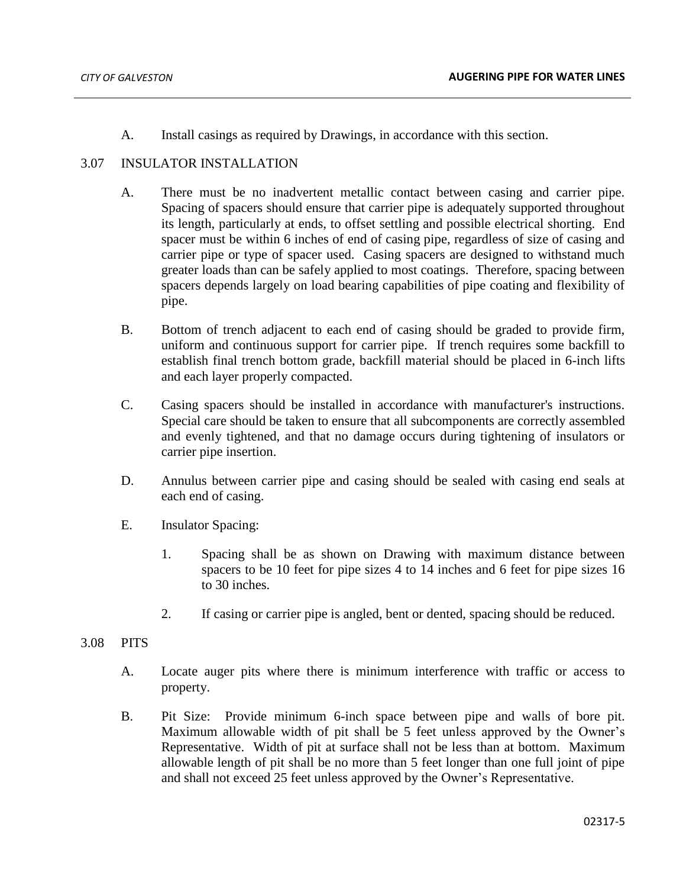A. Install casings as required by Drawings, in accordance with this section.

## 3.07 INSULATOR INSTALLATION

A. There must be no inadvertent metallic contact between casing and carrier pipe. Spacing of spacers should ensure that carrier pipe is adequately supported throughout its length, particularly at ends, to offset settling and possible electrical shorting. End spacer must be within 6 inches of end of casing pipe, regardless of size of casing and carrier pipe or type of spacer used. Casing spacers are designed to withstand much greater loads than can be safely applied to most coatings. Therefore, spacing between spacers depends largely on load bearing capabilities of pipe coating and flexibility of pipe.

B. Bottom of trench adjacent to each end of casing should be graded to provide firm, uniform and continuous support for carrier pipe. If trench requires some backfill to establish final trench bottom grade, backfill material should be placed in 6-inch lifts and each layer properly compacted.

C. Casing spacers should be installed in accordance with manufacturer's instructions. Special care should be taken to ensure that all subcomponents are correctly assembled and evenly tightened, and that no damage occurs during tightening of insulators or carrier pipe insertion.

D. Annulus between carrier pipe and casing should be sealed with casing end seals at each end of casing.

E. Insulator Spacing:

1. Spacing shall be as shown on Drawing with maximum distance between spacers to be 10 feet for pipe sizes 4 to 14 inches and 6 feet for pipe sizes 16 to 30 inches.

2. If casing or carrier pipe is angled, bent or dented, spacing should be reduced.

## 3.08 PITS

A. Locate auger pits where there is minimum interference with traffic or access to property.

B. Pit Size: Provide minimum 6-inch space between pipe and walls of bore pit. Maximum allowable width of pit shall be 5 feet unless approved by the Owner's Representative. Width of pit at surface shall not be less than at bottom. Maximum allowable length of pit shall be no more than 5 feet longer than one full joint of pipe and shall not exceed 25 feet unless approved by the Owner's Representative.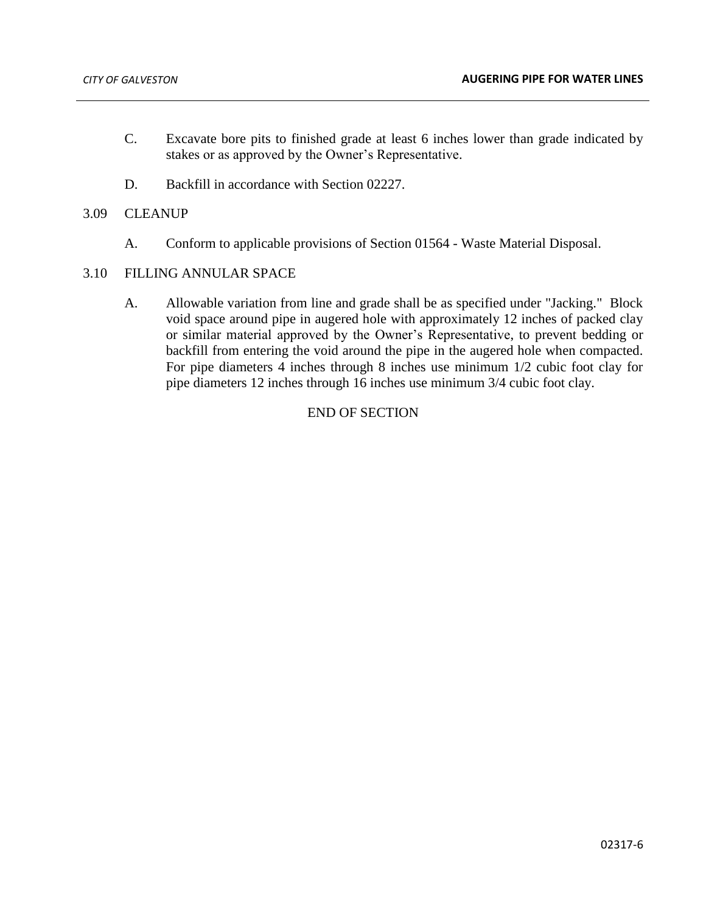C. Excavate bore pits to finished grade at least 6 inches lower than grade indicated by stakes or as approved by the Owner's Representative.

D. Backfill in accordance with Section 02227.

## 3.09 CLEANUP

A. Conform to applicable provisions of Section 01564 - Waste Material Disposal.

## 3.10 FILLING ANNULAR SPACE

A. Allowable variation from line and grade shall be as specified under "Jacking." Block void space around pipe in augered hole with approximately 12 inches of packed clay or similar material approved by the Owner's Representative, to prevent bedding or backfill from entering the void around the pipe in the augered hole when compacted. For pipe diameters 4 inches through 8 inches use minimum 1/2 cubic foot clay for pipe diameters 12 inches through 16 inches use minimum 3/4 cubic foot clay.

END OF SECTION